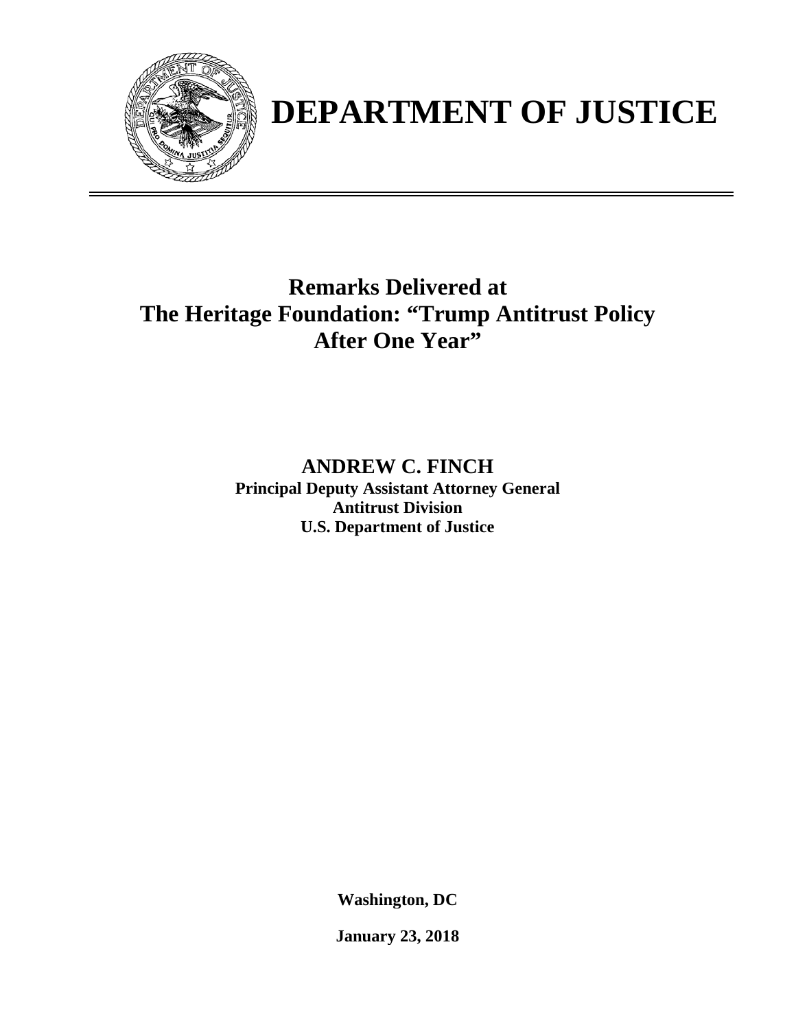# DEPARTMENT OF JUSTICE

## Remarks Delivered at
## The Heritage Foundation: "Trump Antitrust Policy After One Year"

**ANDREW C. FINCH**
**Principal Deputy Assistant Attorney General**
**Antitrust Division**
**U.S. Department of Justice**

**Washington, DC**

**January 23, 2018**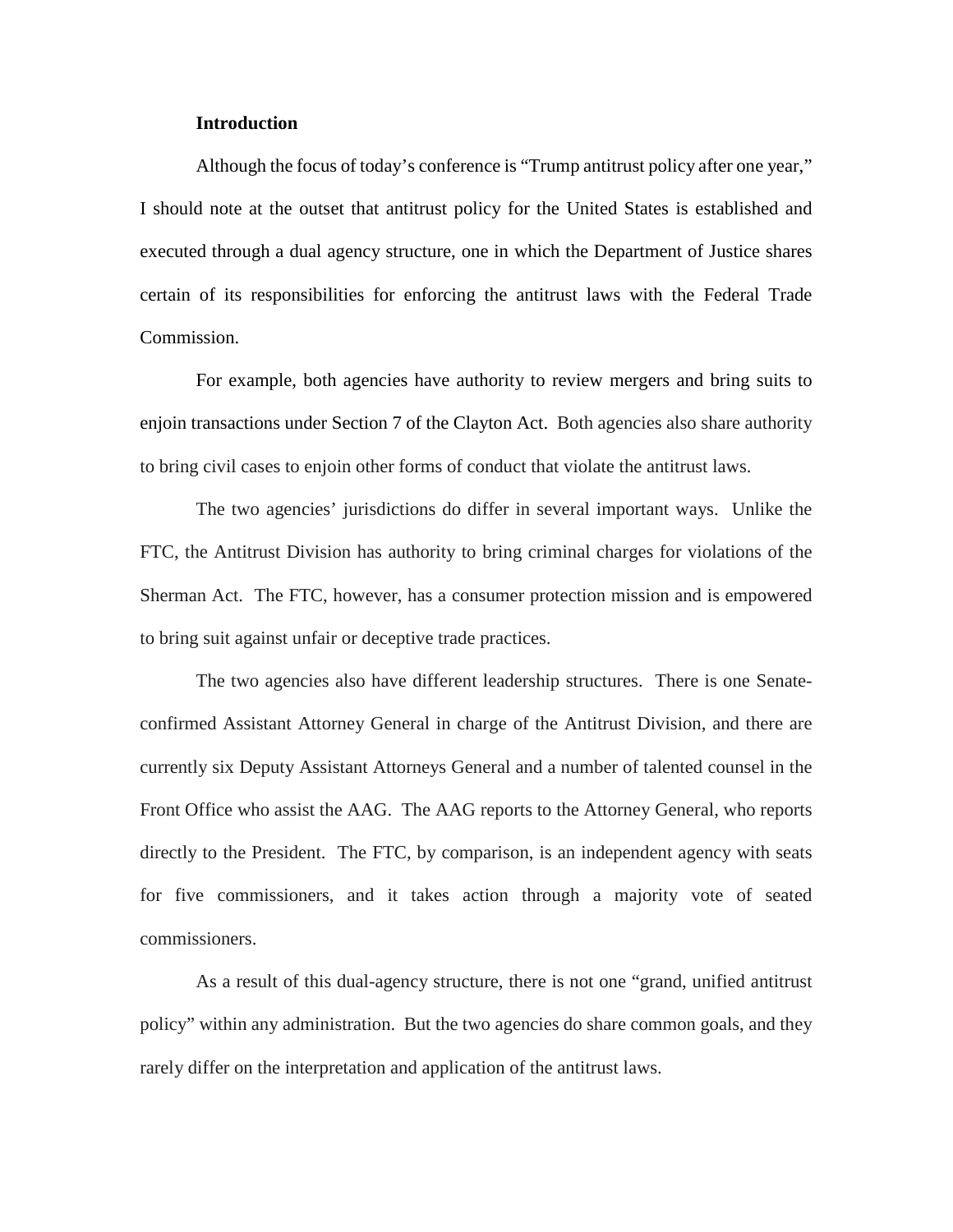**Introduction**

Although the focus of today's conference is "Trump antitrust policy after one year," I should note at the outset that antitrust policy for the United States is established and executed through a dual agency structure, one in which the Department of Justice shares certain of its responsibilities for enforcing the antitrust laws with the Federal Trade Commission.

For example, both agencies have authority to review mergers and bring suits to enjoin transactions under Section 7 of the Clayton Act. Both agencies also share authority to bring civil cases to enjoin other forms of conduct that violate the antitrust laws.

The two agencies' jurisdictions do differ in several important ways. Unlike the FTC, the Antitrust Division has authority to bring criminal charges for violations of the Sherman Act. The FTC, however, has a consumer protection mission and is empowered to bring suit against unfair or deceptive trade practices.

The two agencies also have different leadership structures. There is one Senate-confirmed Assistant Attorney General in charge of the Antitrust Division, and there are currently six Deputy Assistant Attorneys General and a number of talented counsel in the Front Office who assist the AAG. The AAG reports to the Attorney General, who reports directly to the President. The FTC, by comparison, is an independent agency with seats for five commissioners, and it takes action through a majority vote of seated commissioners.

As a result of this dual-agency structure, there is not one "grand, unified antitrust policy" within any administration. But the two agencies do share common goals, and they rarely differ on the interpretation and application of the antitrust laws.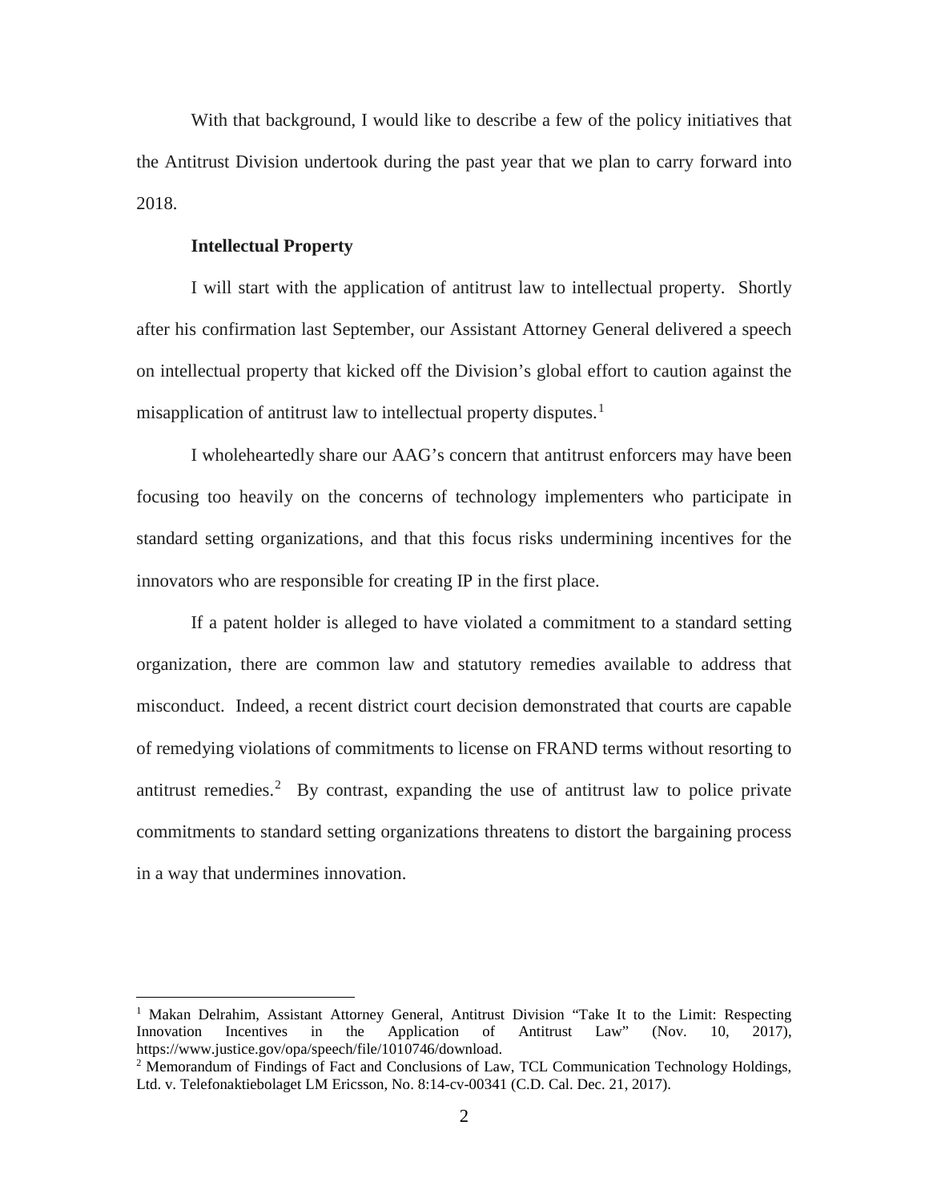With that background, I would like to describe a few of the policy initiatives that the Antitrust Division undertook during the past year that we plan to carry forward into 2018.

**Intellectual Property**

I will start with the application of antitrust law to intellectual property. Shortly after his confirmation last September, our Assistant Attorney General delivered a speech on intellectual property that kicked off the Division's global effort to caution against the misapplication of antitrust law to intellectual property disputes.[1]

I wholeheartedly share our AAG's concern that antitrust enforcers may have been focusing too heavily on the concerns of technology implementers who participate in standard setting organizations, and that this focus risks undermining incentives for the innovators who are responsible for creating IP in the first place.

If a patent holder is alleged to have violated a commitment to a standard setting organization, there are common law and statutory remedies available to address that misconduct. Indeed, a recent district court decision demonstrated that courts are capable of remedying violations of commitments to license on FRAND terms without resorting to antitrust remedies.[2] By contrast, expanding the use of antitrust law to police private commitments to standard setting organizations threatens to distort the bargaining process in a way that undermines innovation.

---

[1] Makan Delrahim, Assistant Attorney General, Antitrust Division "Take It to the Limit: Respecting Innovation Incentives in the Application of Antitrust Law" (Nov. 10, 2017), https://www.justice.gov/opa/speech/file/1010746/download.

[2] Memorandum of Findings of Fact and Conclusions of Law, TCL Communication Technology Holdings, Ltd. v. Telefonaktiebolaget LM Ericsson, No. 8:14-cv-00341 (C.D. Cal. Dec. 21, 2017).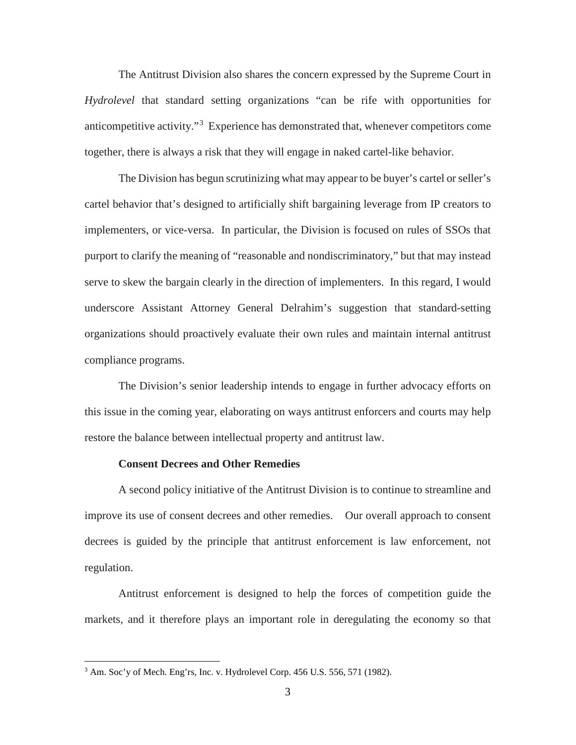The Antitrust Division also shares the concern expressed by the Supreme Court in *Hydrolevel* that standard setting organizations "can be rife with opportunities for anticompetitive activity."[3] Experience has demonstrated that, whenever competitors come together, there is always a risk that they will engage in naked cartel-like behavior.

The Division has begun scrutinizing what may appear to be buyer's cartel or seller's cartel behavior that's designed to artificially shift bargaining leverage from IP creators to implementers, or vice-versa. In particular, the Division is focused on rules of SSOs that purport to clarify the meaning of "reasonable and nondiscriminatory," but that may instead serve to skew the bargain clearly in the direction of implementers. In this regard, I would underscore Assistant Attorney General Delrahim's suggestion that standard-setting organizations should proactively evaluate their own rules and maintain internal antitrust compliance programs.

The Division's senior leadership intends to engage in further advocacy efforts on this issue in the coming year, elaborating on ways antitrust enforcers and courts may help restore the balance between intellectual property and antitrust law.

**Consent Decrees and Other Remedies**

A second policy initiative of the Antitrust Division is to continue to streamline and improve its use of consent decrees and other remedies. Our overall approach to consent decrees is guided by the principle that antitrust enforcement is law enforcement, not regulation.

Antitrust enforcement is designed to help the forces of competition guide the markets, and it therefore plays an important role in deregulating the economy so that

[3] Am. Soc'y of Mech. Eng'rs, Inc. v. Hydrolevel Corp. 456 U.S. 556, 571 (1982).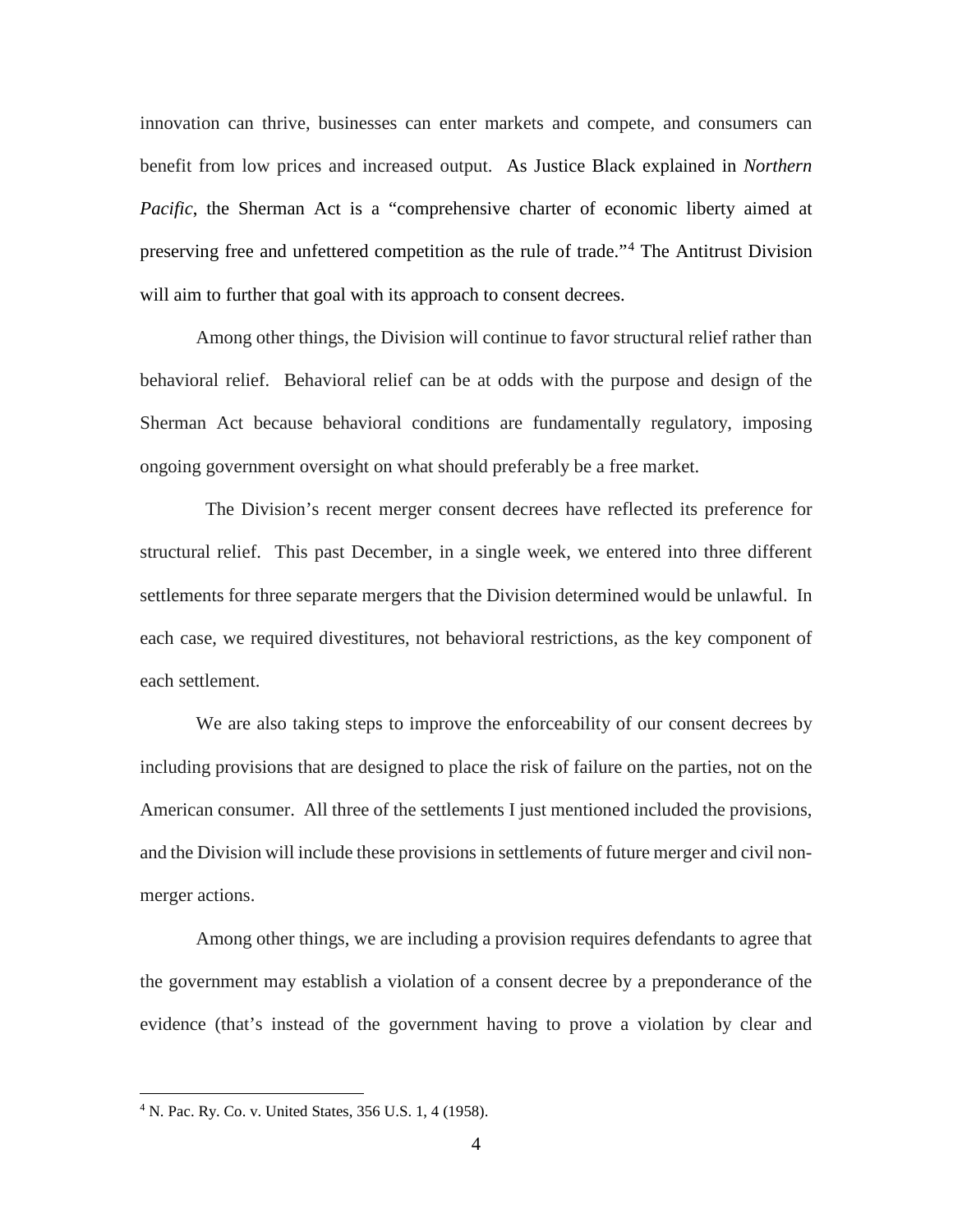innovation can thrive, businesses can enter markets and compete, and consumers can benefit from low prices and increased output. As Justice Black explained in *Northern Pacific*, the Sherman Act is a "comprehensive charter of economic liberty aimed at preserving free and unfettered competition as the rule of trade."[4] The Antitrust Division will aim to further that goal with its approach to consent decrees.

Among other things, the Division will continue to favor structural relief rather than behavioral relief. Behavioral relief can be at odds with the purpose and design of the Sherman Act because behavioral conditions are fundamentally regulatory, imposing ongoing government oversight on what should preferably be a free market.

The Division's recent merger consent decrees have reflected its preference for structural relief. This past December, in a single week, we entered into three different settlements for three separate mergers that the Division determined would be unlawful. In each case, we required divestitures, not behavioral restrictions, as the key component of each settlement.

We are also taking steps to improve the enforceability of our consent decrees by including provisions that are designed to place the risk of failure on the parties, not on the American consumer. All three of the settlements I just mentioned included the provisions, and the Division will include these provisions in settlements of future merger and civil non-merger actions.

Among other things, we are including a provision requires defendants to agree that the government may establish a violation of a consent decree by a preponderance of the evidence (that's instead of the government having to prove a violation by clear and

[4] N. Pac. Ry. Co. v. United States, 356 U.S. 1, 4 (1958).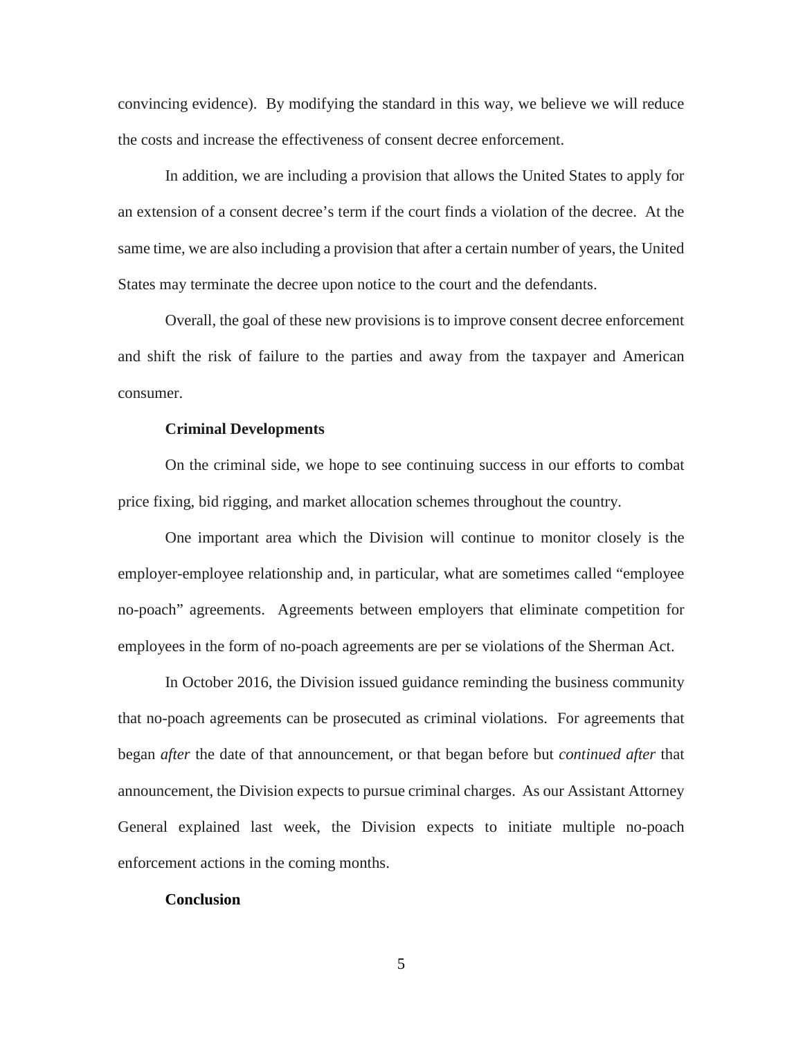convincing evidence). By modifying the standard in this way, we believe we will reduce the costs and increase the effectiveness of consent decree enforcement.

In addition, we are including a provision that allows the United States to apply for an extension of a consent decree's term if the court finds a violation of the decree. At the same time, we are also including a provision that after a certain number of years, the United States may terminate the decree upon notice to the court and the defendants.

Overall, the goal of these new provisions is to improve consent decree enforcement and shift the risk of failure to the parties and away from the taxpayer and American consumer.

**Criminal Developments**

On the criminal side, we hope to see continuing success in our efforts to combat price fixing, bid rigging, and market allocation schemes throughout the country.

One important area which the Division will continue to monitor closely is the employer-employee relationship and, in particular, what are sometimes called "employee no-poach" agreements. Agreements between employers that eliminate competition for employees in the form of no-poach agreements are per se violations of the Sherman Act.

In October 2016, the Division issued guidance reminding the business community that no-poach agreements can be prosecuted as criminal violations. For agreements that began *after* the date of that announcement, or that began before but *continued after* that announcement, the Division expects to pursue criminal charges. As our Assistant Attorney General explained last week, the Division expects to initiate multiple no-poach enforcement actions in the coming months.

**Conclusion**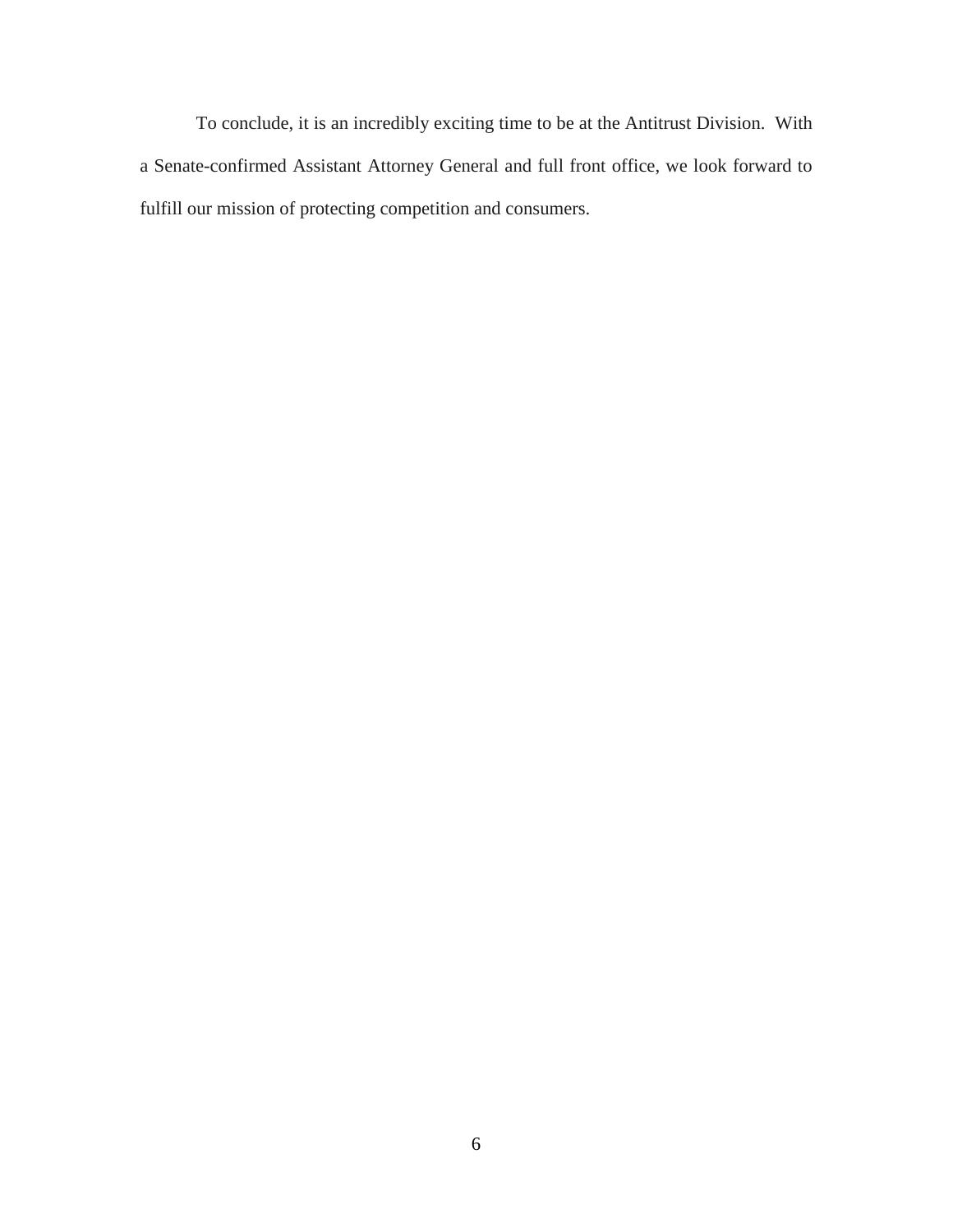To conclude, it is an incredibly exciting time to be at the Antitrust Division. With a Senate-confirmed Assistant Attorney General and full front office, we look forward to fulfill our mission of protecting competition and consumers.